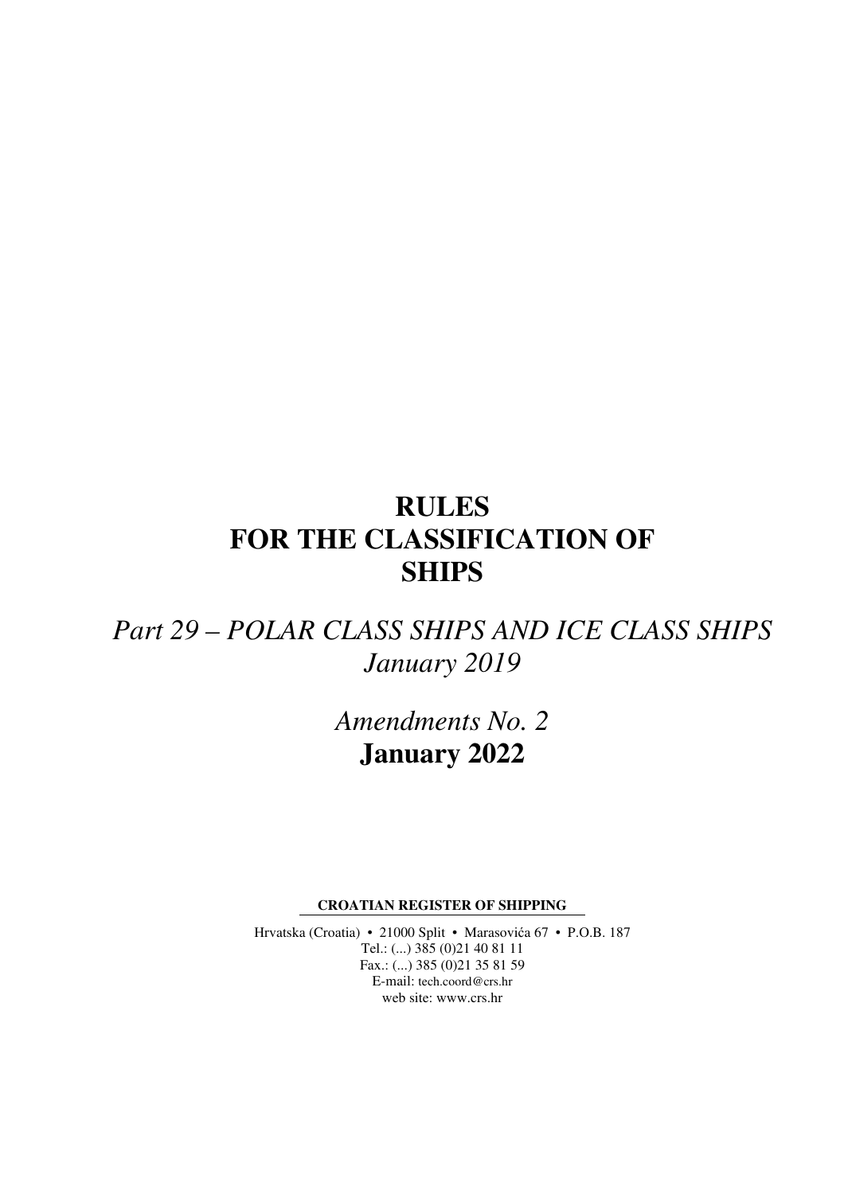# RULES FOR THE CLASSIFICATION OF SHIPS

*Part 29 – POLAR CLASS SHIPS AND ICE CLASS SHIPS*
*January 2019*

*Amendments No. 2*
**January 2022**

**CROATIAN REGISTER OF SHIPPING**

Hrvatska (Croatia) • 21000 Split • Marasovića 67 • P.O.B. 187
Tel.: (...) 385 (0)21 40 81 11
Fax.: (...) 385 (0)21 35 81 59
E-mail: tech.coord@crs.hr
web site: www.crs.hr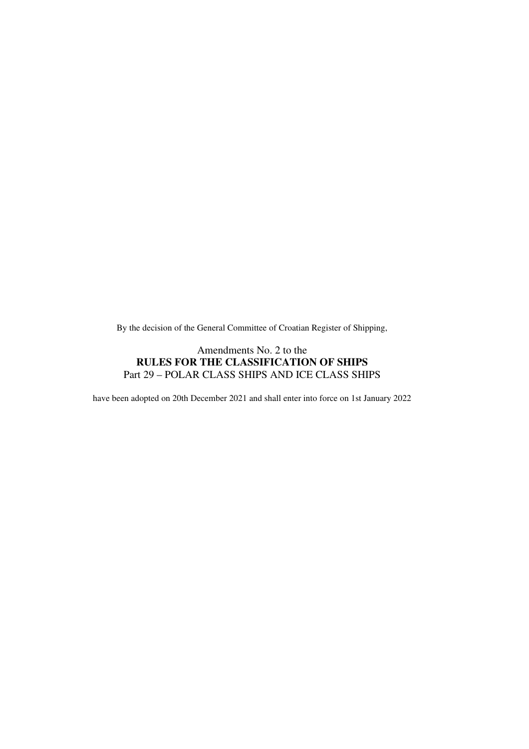By the decision of the General Committee of Croatian Register of Shipping,

Amendments No. 2 to the
**RULES FOR THE CLASSIFICATION OF SHIPS**
Part 29 – POLAR CLASS SHIPS AND ICE CLASS SHIPS

have been adopted on 20th December 2021 and shall enter into force on 1st January 2022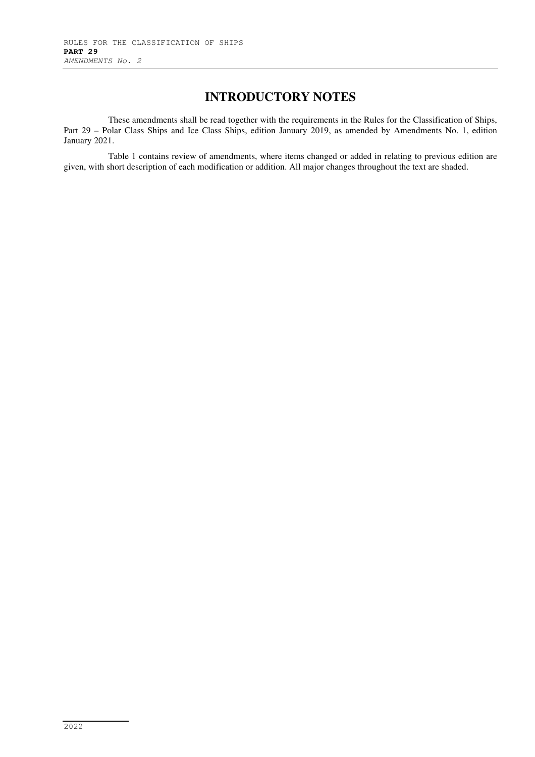# INTRODUCTORY NOTES

These amendments shall be read together with the requirements in the Rules for the Classification of Ships, Part 29 – Polar Class Ships and Ice Class Ships, edition January 2019, as amended by Amendments No. 1, edition January 2021.

Table 1 contains review of amendments, where items changed or added in relating to previous edition are given, with short description of each modification or addition. All major changes throughout the text are shaded.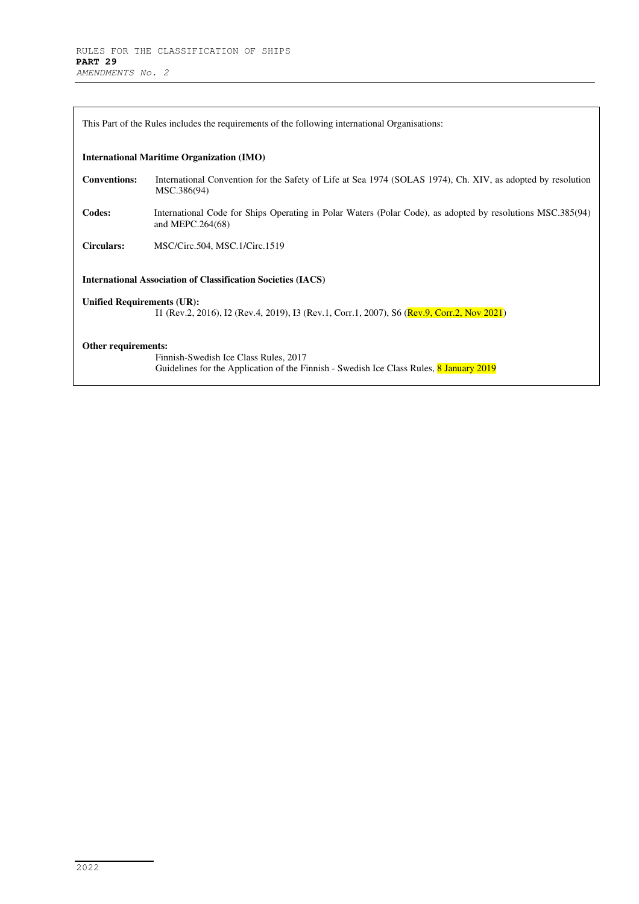This Part of the Rules includes the requirements of the following international Organisations:

**International Maritime Organization (IMO)**

**Conventions:** International Convention for the Safety of Life at Sea 1974 (SOLAS 1974), Ch. XIV, as adopted by resolution MSC.386(94)

**Codes:** International Code for Ships Operating in Polar Waters (Polar Code), as adopted by resolutions MSC.385(94) and MEPC.264(68)

**Circulars:** MSC/Circ.504, MSC.1/Circ.1519

**International Association of Classification Societies (IACS)**

**Unified Requirements (UR):**
I1 (Rev.2, 2016), I2 (Rev.4, 2019), I3 (Rev.1, Corr.1, 2007), S6 (Rev.9, Corr.2, Nov 2021)

**Other requirements:**
Finnish-Swedish Ice Class Rules, 2017
Guidelines for the Application of the Finnish - Swedish Ice Class Rules, 8 January 2019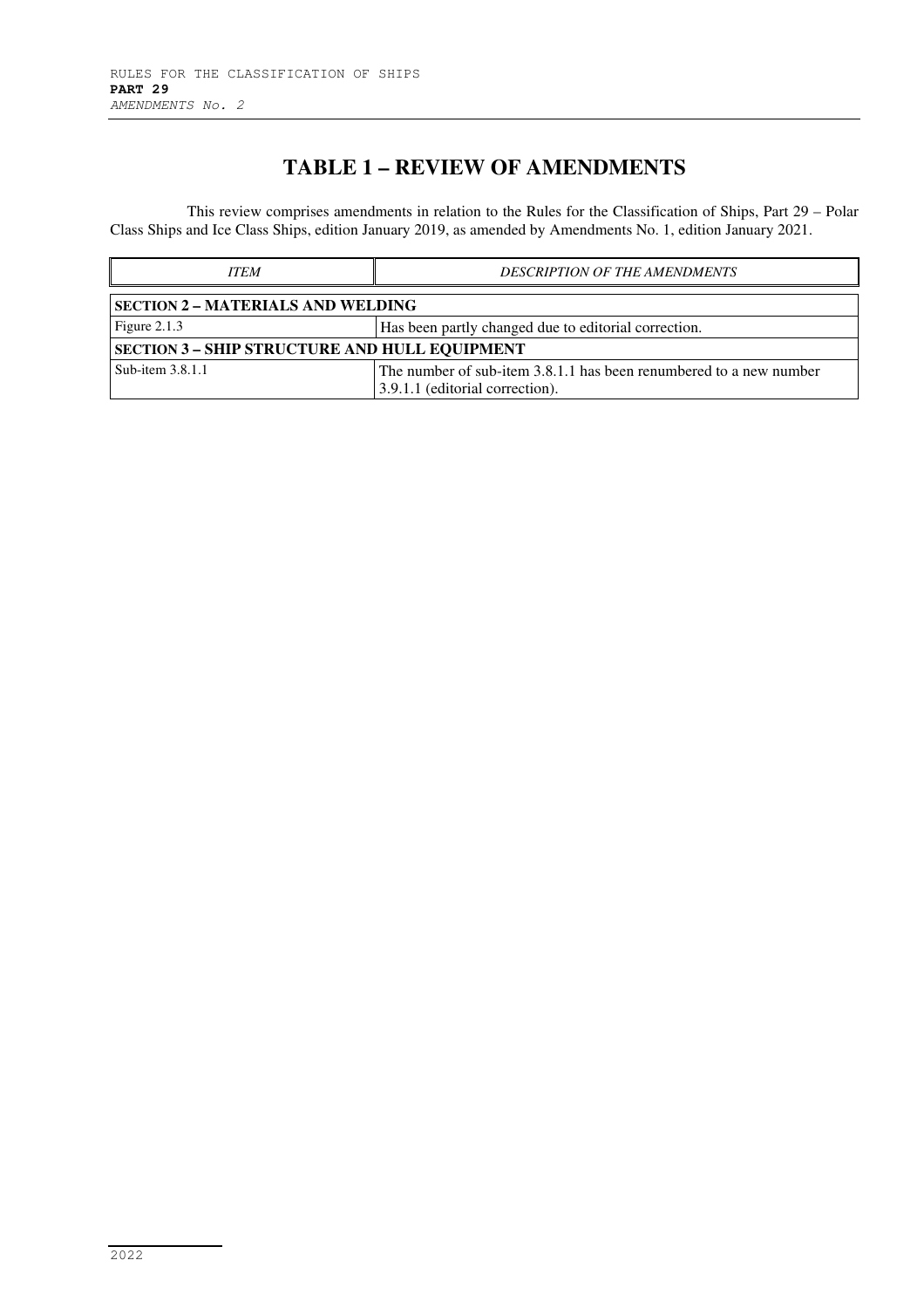# TABLE 1 – REVIEW OF AMENDMENTS

This review comprises amendments in relation to the Rules for the Classification of Ships, Part 29 – Polar Class Ships and Ice Class Ships, edition January 2019, as amended by Amendments No. 1, edition January 2021.

| *ITEM* | *DESCRIPTION OF THE AMENDMENTS* |
|---|---|
| **SECTION 2 – MATERIALS AND WELDING** | |
| Figure 2.1.3 | Has been partly changed due to editorial correction. |
| **SECTION 3 – SHIP STRUCTURE AND HULL EQUIPMENT** | |
| Sub-item 3.8.1.1 | The number of sub-item 3.8.1.1 has been renumbered to a new number 3.9.1.1 (editorial correction). |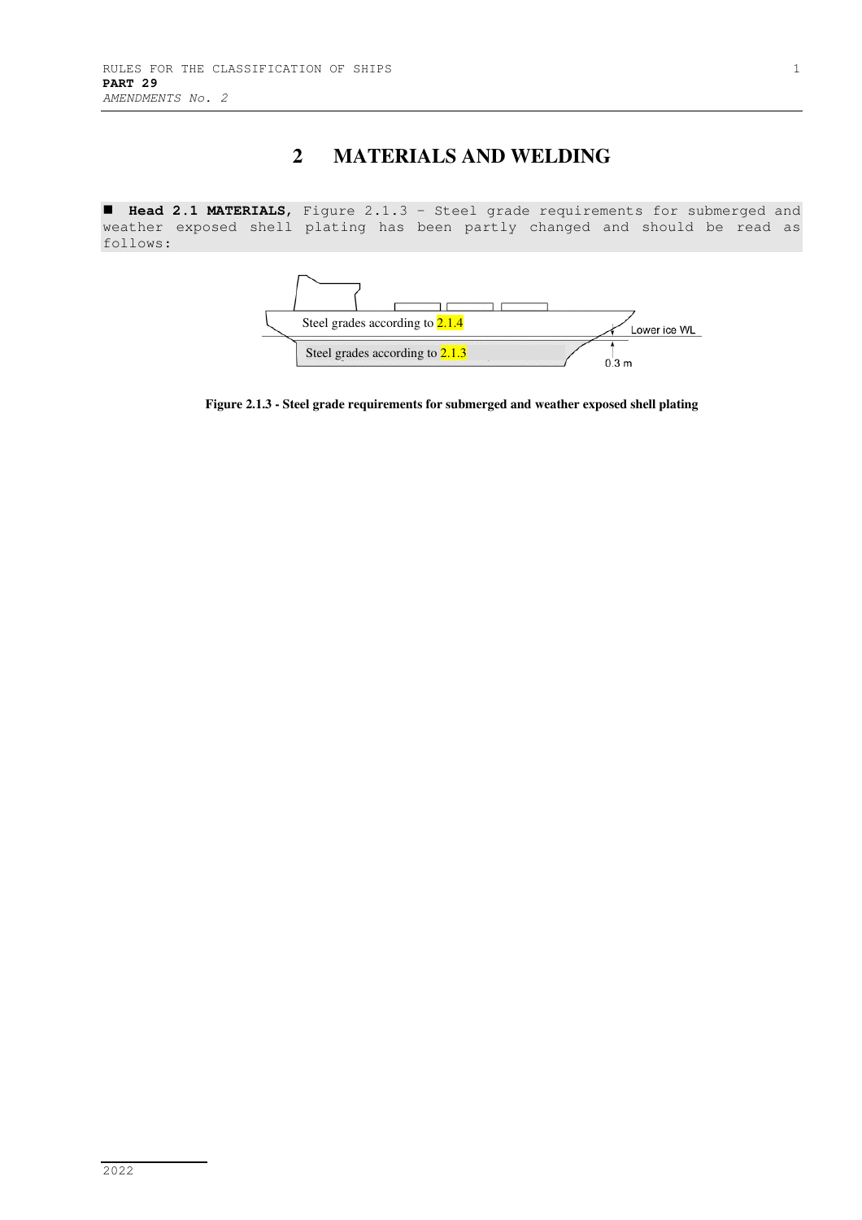## 2 MATERIALS AND WELDING

■ **Head 2.1 MATERIALS,** Figure 2.1.3 - Steel grade requirements for submerged and weather exposed shell plating has been partly changed and should be read as follows:

Steel grades according to 2.1.4

Lower ice WL

Steel grades according to 2.1.3

0.3 m

**Figure 2.1.3 - Steel grade requirements for submerged and weather exposed shell plating**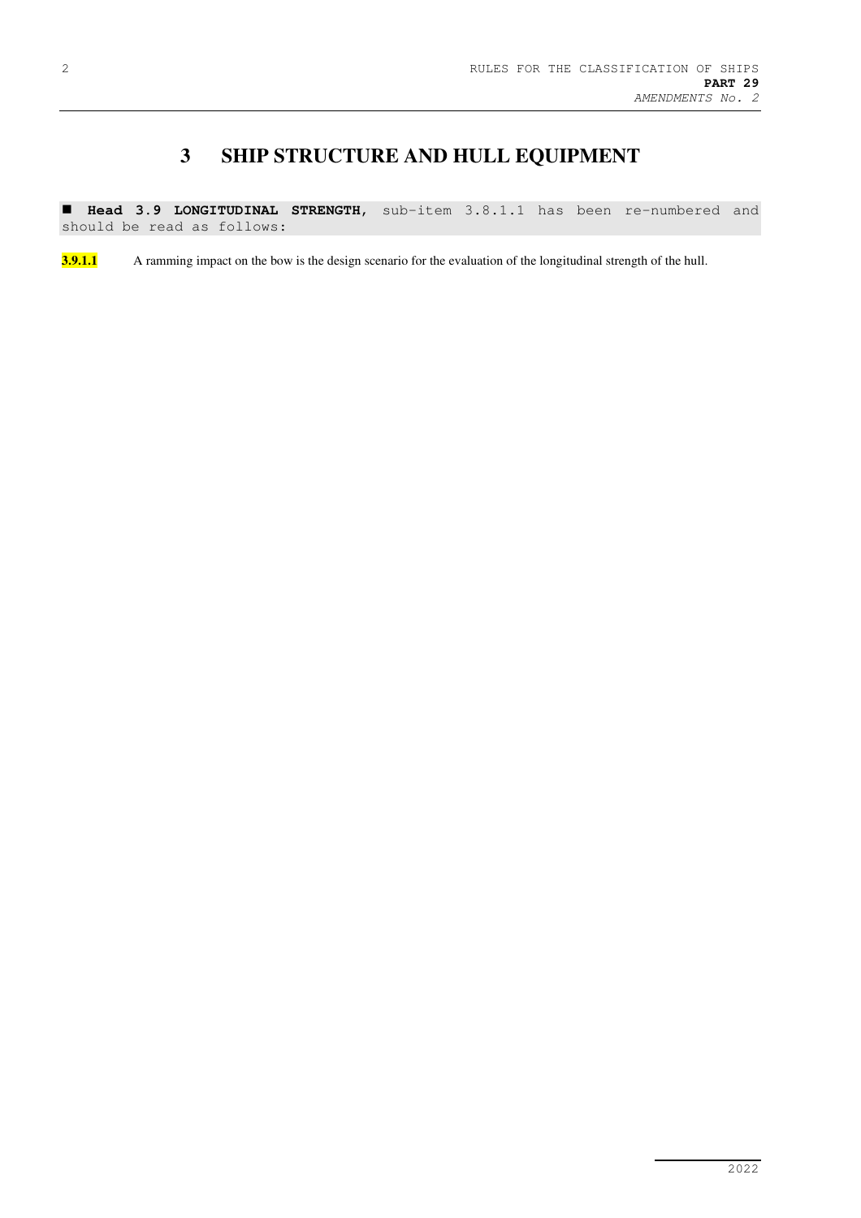# 3 SHIP STRUCTURE AND HULL EQUIPMENT

■ **Head 3.9 LONGITUDINAL STRENGTH**, sub-item 3.8.1.1 has been re-numbered and should be read as follows:

**3.9.1.1** A ramming impact on the bow is the design scenario for the evaluation of the longitudinal strength of the hull.